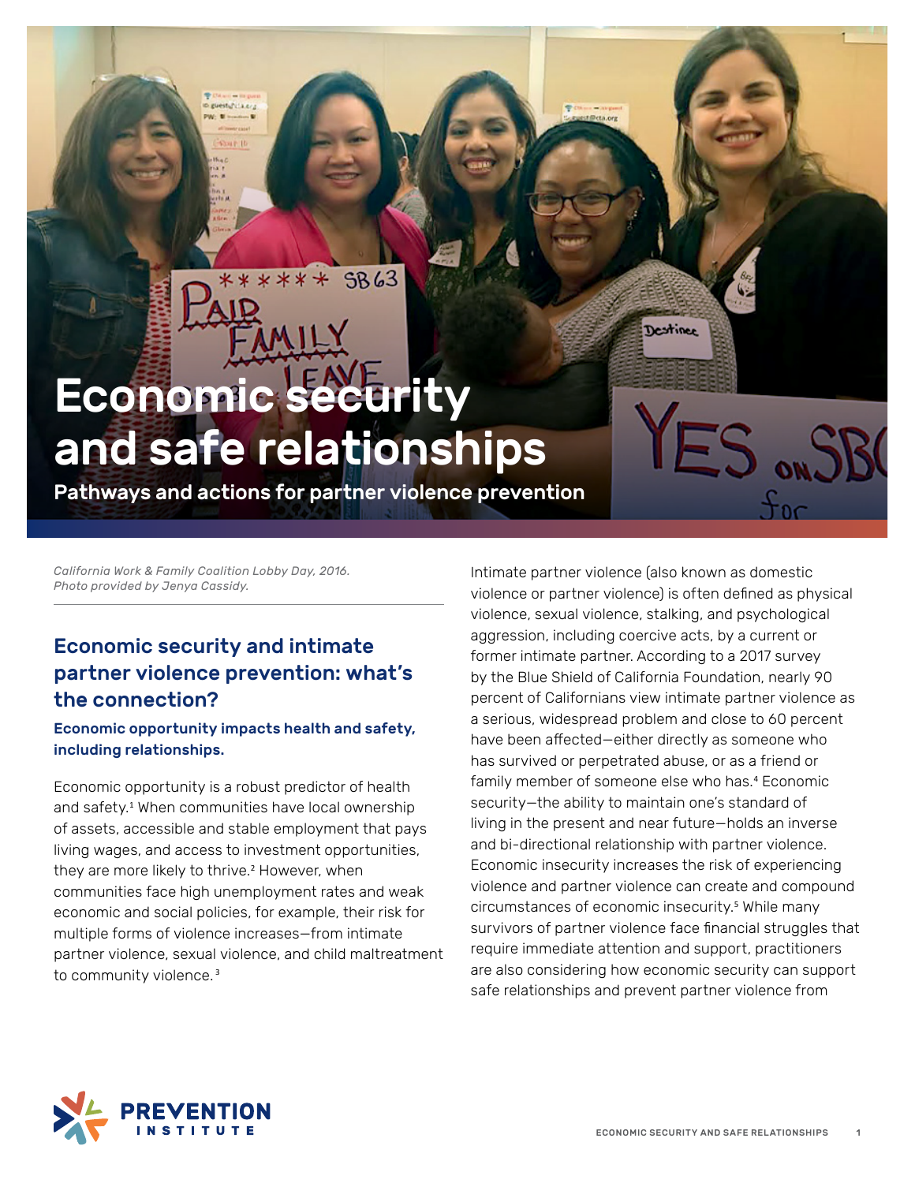# Economic security and safe relationships

**Pathways and actions for partner violence prevention**

*California Work & Family Coalition Lobby Day, 2016. Photo provided by Jenya Cassidy.*

## Economic security and intimate partner violence prevention: what's the connection?

### Economic opportunity impacts health and safety, including relationships.

Economic opportunity is a robust predictor of health and safety.[1] When communities have local ownership of assets, accessible and stable employment that pays living wages, and access to investment opportunities, they are more likely to thrive.[2] However, when communities face high unemployment rates and weak economic and social policies, for example, their risk for multiple forms of violence increases—from intimate partner violence, sexual violence, and child maltreatment to community violence.[3]

Intimate partner violence (also known as domestic violence or partner violence) is often defined as physical violence, sexual violence, stalking, and psychological aggression, including coercive acts, by a current or former intimate partner. According to a 2017 survey by the Blue Shield of California Foundation, nearly 90 percent of Californians view intimate partner violence as a serious, widespread problem and close to 60 percent have been affected—either directly as someone who has survived or perpetrated abuse, or as a friend or family member of someone else who has.[4] Economic security—the ability to maintain one's standard of living in the present and near future—holds an inverse and bi-directional relationship with partner violence. Economic insecurity increases the risk of experiencing violence and partner violence can create and compound circumstances of economic insecurity.[5] While many survivors of partner violence face financial struggles that require immediate attention and support, practitioners are also considering how economic security can support safe relationships and prevent partner violence from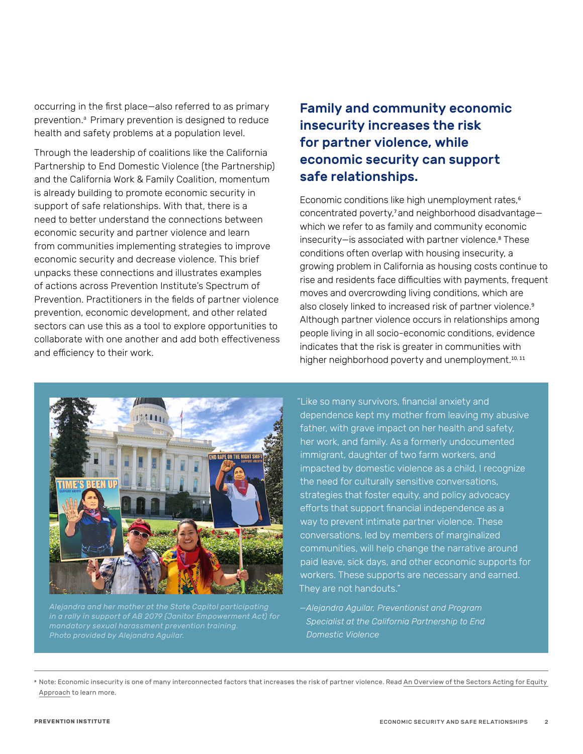occurring in the first place—also referred to as primary prevention.[a] Primary prevention is designed to reduce health and safety problems at a population level.

Through the leadership of coalitions like the California Partnership to End Domestic Violence (the Partnership) and the California Work & Family Coalition, momentum is already building to promote economic security in support of safe relationships. With that, there is a need to better understand the connections between economic security and partner violence and learn from communities implementing strategies to improve economic security and decrease violence. This brief unpacks these connections and illustrates examples of actions across Prevention Institute's Spectrum of Prevention. Practitioners in the fields of partner violence prevention, economic development, and other related sectors can use this as a tool to explore opportunities to collaborate with one another and add both effectiveness and efficiency to their work.

## Family and community economic insecurity increases the risk for partner violence, while economic security can support safe relationships.

Economic conditions like high unemployment rates,[6] concentrated poverty,[7] and neighborhood disadvantage—which we refer to as family and community economic insecurity—is associated with partner violence.[8] These conditions often overlap with housing insecurity, a growing problem in California as housing costs continue to rise and residents face difficulties with payments, frequent moves and overcrowding living conditions, which are also closely linked to increased risk of partner violence.[9] Although partner violence occurs in relationships among people living in all socio-economic conditions, evidence indicates that the risk is greater in communities with higher neighborhood poverty and unemployment.[10, 11]

*Alejandra and her mother at the State Capitol participating in a rally in support of AB 2079 (Janitor Empowerment Act) for mandatory sexual harassment prevention training. Photo provided by Alejandra Aguilar.*

"Like so many survivors, financial anxiety and dependence kept my mother from leaving my abusive father, with grave impact on her health and safety, her work, and family. As a formerly undocumented immigrant, daughter of two farm workers, and impacted by domestic violence as a child, I recognize the need for culturally sensitive conversations, strategies that foster equity, and policy advocacy efforts that support financial independence as a way to prevent intimate partner violence. These conversations, led by members of marginalized communities, will help change the narrative around paid leave, sick days, and other economic supports for workers. These supports are necessary and earned. They are not handouts."

*—Alejandra Aguilar, Preventionist and Program Specialist at the California Partnership to End Domestic Violence*

[a] Note: Economic insecurity is one of many interconnected factors that increases the risk of partner violence. Read An Overview of the Sectors Acting for Equity Approach to learn more.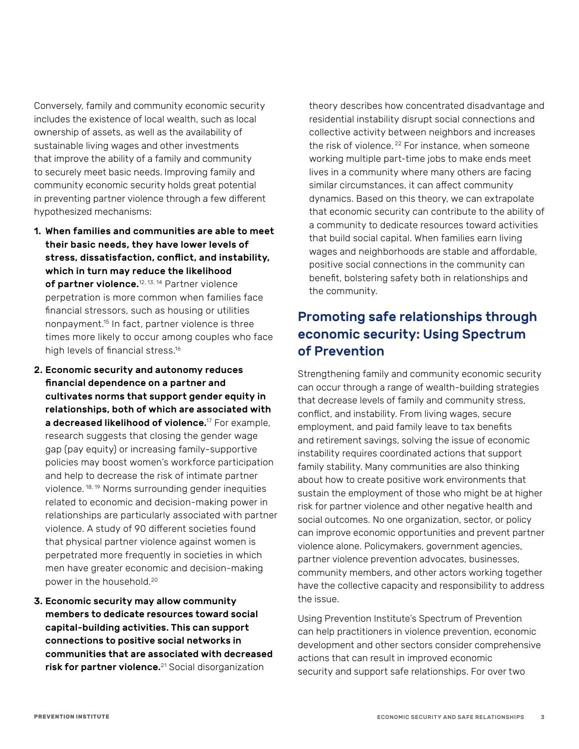Conversely, family and community economic security includes the existence of local wealth, such as local ownership of assets, as well as the availability of sustainable living wages and other investments that improve the ability of a family and community to securely meet basic needs. Improving family and community economic security holds great potential in preventing partner violence through a few different hypothesized mechanisms:

1. **When families and communities are able to meet their basic needs, they have lower levels of stress, dissatisfaction, conflict, and instability, which in turn may reduce the likelihood of partner violence.**[12, 13, 14] Partner violence perpetration is more common when families face financial stressors, such as housing or utilities nonpayment.[15] In fact, partner violence is three times more likely to occur among couples who face high levels of financial stress.[16]
2. **Economic security and autonomy reduces financial dependence on a partner and cultivates norms that support gender equity in relationships, both of which are associated with a decreased likelihood of violence.**[17] For example, research suggests that closing the gender wage gap (pay equity) or increasing family-supportive policies may boost women's workforce participation and help to decrease the risk of intimate partner violence.[18, 19] Norms surrounding gender inequities related to economic and decision-making power in relationships are particularly associated with partner violence. A study of 90 different societies found that physical partner violence against women is perpetrated more frequently in societies in which men have greater economic and decision-making power in the household.[20]
3. **Economic security may allow community members to dedicate resources toward social capital-building activities. This can support connections to positive social networks in communities that are associated with decreased risk for partner violence.**[21] Social disorganization theory describes how concentrated disadvantage and residential instability disrupt social connections and collective activity between neighbors and increases the risk of violence.[22] For instance, when someone working multiple part-time jobs to make ends meet lives in a community where many others are facing similar circumstances, it can affect community dynamics. Based on this theory, we can extrapolate that economic security can contribute to the ability of a community to dedicate resources toward activities that build social capital. When families earn living wages and neighborhoods are stable and affordable, positive social connections in the community can benefit, bolstering safety both in relationships and the community.

## Promoting safe relationships through economic security: Using Spectrum of Prevention

Strengthening family and community economic security can occur through a range of wealth-building strategies that decrease levels of family and community stress, conflict, and instability. From living wages, secure employment, and paid family leave to tax benefits and retirement savings, solving the issue of economic instability requires coordinated actions that support family stability. Many communities are also thinking about how to create positive work environments that sustain the employment of those who might be at higher risk for partner violence and other negative health and social outcomes. No one organization, sector, or policy can improve economic opportunities and prevent partner violence alone. Policymakers, government agencies, partner violence prevention advocates, businesses, community members, and other actors working together have the collective capacity and responsibility to address the issue.

Using Prevention Institute's Spectrum of Prevention can help practitioners in violence prevention, economic development and other sectors consider comprehensive actions that can result in improved economic security and support safe relationships. For over two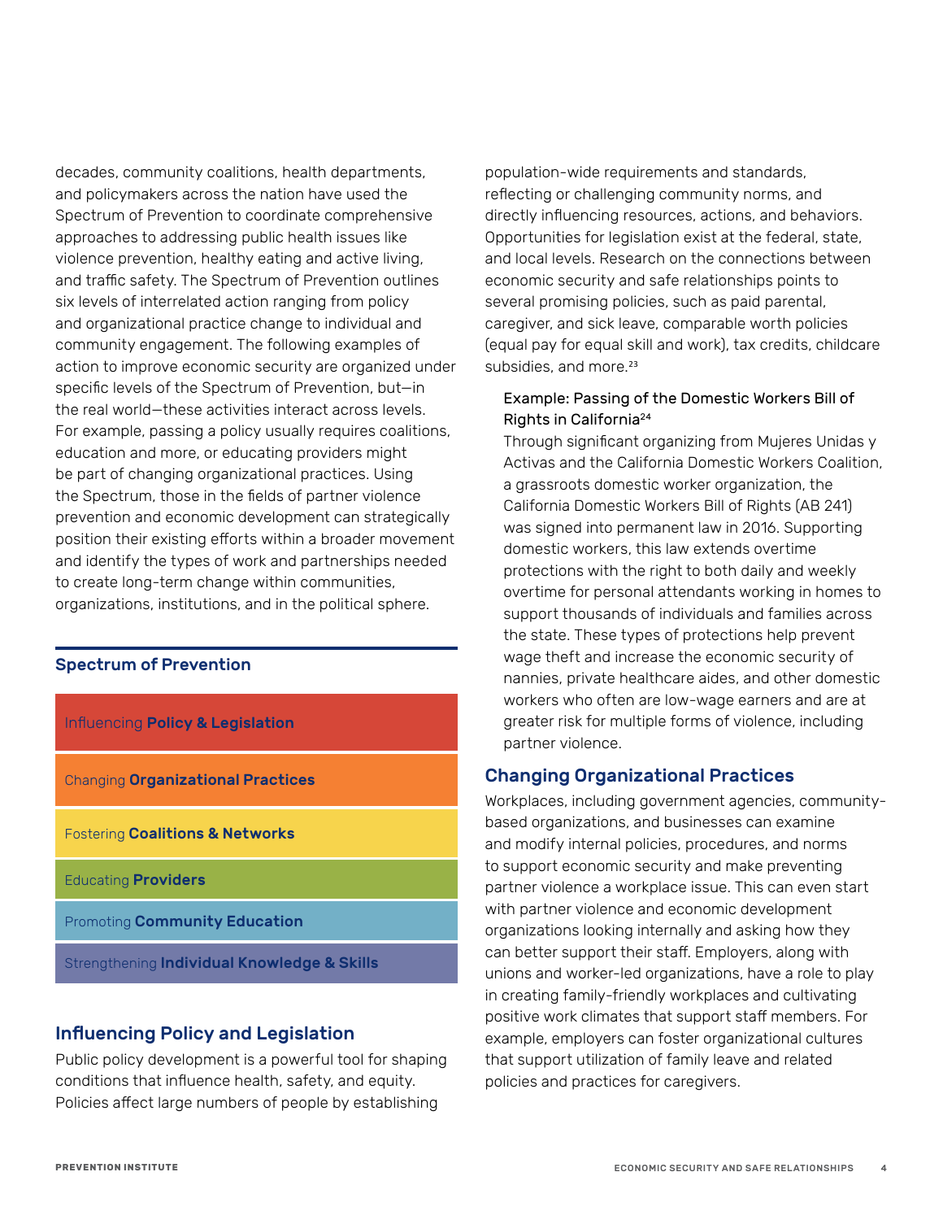decades, community coalitions, health departments, and policymakers across the nation have used the Spectrum of Prevention to coordinate comprehensive approaches to addressing public health issues like violence prevention, healthy eating and active living, and traffic safety. The Spectrum of Prevention outlines six levels of interrelated action ranging from policy and organizational practice change to individual and community engagement. The following examples of action to improve economic security are organized under specific levels of the Spectrum of Prevention, but—in the real world—these activities interact across levels. For example, passing a policy usually requires coalitions, education and more, or educating providers might be part of changing organizational practices. Using the Spectrum, those in the fields of partner violence prevention and economic development can strategically position their existing efforts within a broader movement and identify the types of work and partnerships needed to create long-term change within communities, organizations, institutions, and in the political sphere.

### Spectrum of Prevention

- Influencing **Policy & Legislation**
- Changing **Organizational Practices**
- Fostering **Coalitions & Networks**
- Educating **Providers**
- Promoting **Community Education**
- Strengthening **Individual Knowledge & Skills**

## Influencing Policy and Legislation

Public policy development is a powerful tool for shaping conditions that influence health, safety, and equity. Policies affect large numbers of people by establishing population-wide requirements and standards, reflecting or challenging community norms, and directly influencing resources, actions, and behaviors. Opportunities for legislation exist at the federal, state, and local levels. Research on the connections between economic security and safe relationships points to several promising policies, such as paid parental, caregiver, and sick leave, comparable worth policies (equal pay for equal skill and work), tax credits, childcare subsidies, and more.[23]

> Example: Passing of the Domestic Workers Bill of Rights in California[24]
>
> Through significant organizing from Mujeres Unidas y Activas and the California Domestic Workers Coalition, a grassroots domestic worker organization, the California Domestic Workers Bill of Rights (AB 241) was signed into permanent law in 2016. Supporting domestic workers, this law extends overtime protections with the right to both daily and weekly overtime for personal attendants working in homes to support thousands of individuals and families across the state. These types of protections help prevent wage theft and increase the economic security of nannies, private healthcare aides, and other domestic workers who often are low-wage earners and are at greater risk for multiple forms of violence, including partner violence.

## Changing Organizational Practices

Workplaces, including government agencies, community-based organizations, and businesses can examine and modify internal policies, procedures, and norms to support economic security and make preventing partner violence a workplace issue. This can even start with partner violence and economic development organizations looking internally and asking how they can better support their staff. Employers, along with unions and worker-led organizations, have a role to play in creating family-friendly workplaces and cultivating positive work climates that support staff members. For example, employers can foster organizational cultures that support utilization of family leave and related policies and practices for caregivers.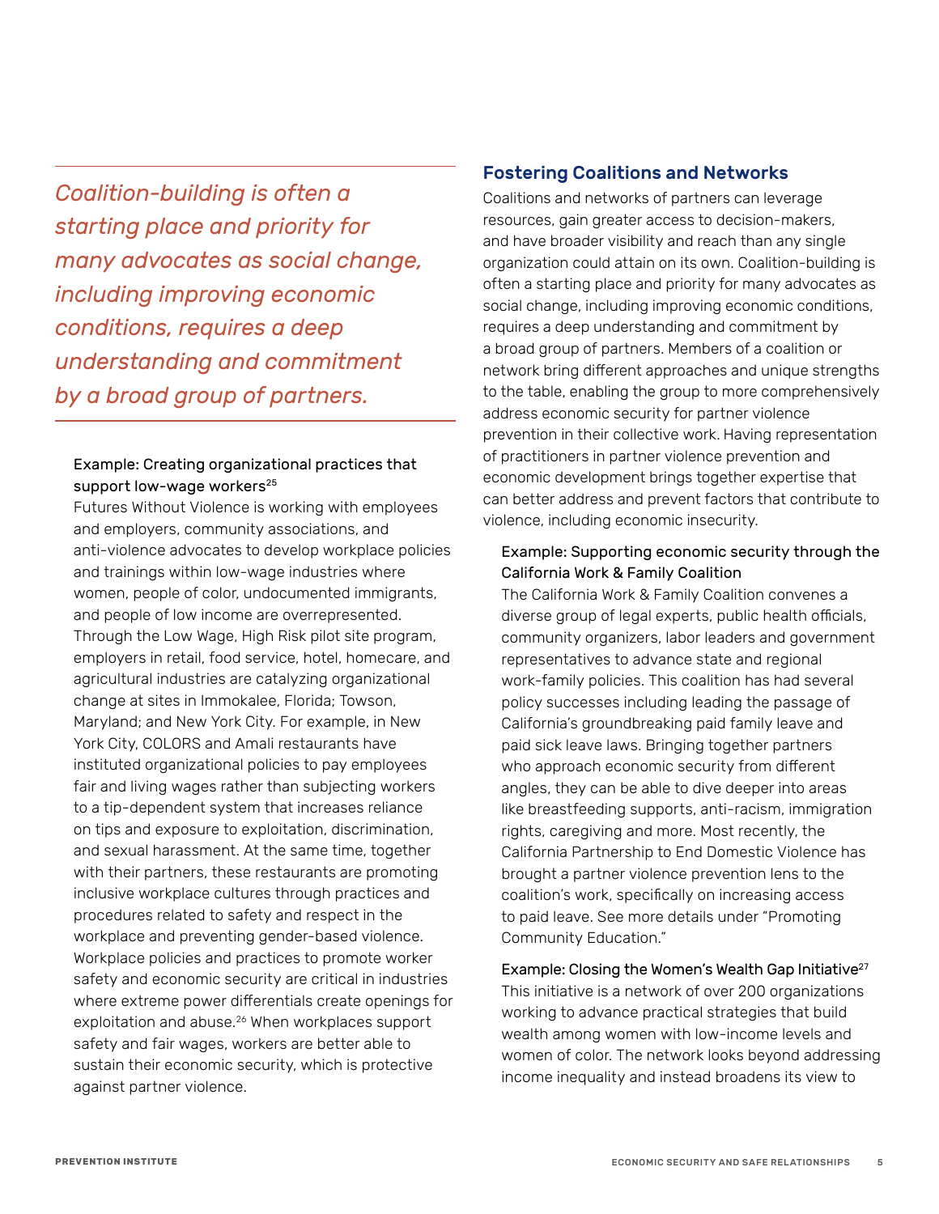*Coalition-building is often a starting place and priority for many advocates as social change, including improving economic conditions, requires a deep understanding and commitment by a broad group of partners.*

Example: Creating organizational practices that support low-wage workers[25]

Futures Without Violence is working with employees and employers, community associations, and anti-violence advocates to develop workplace policies and trainings within low-wage industries where women, people of color, undocumented immigrants, and people of low income are overrepresented. Through the Low Wage, High Risk pilot site program, employers in retail, food service, hotel, homecare, and agricultural industries are catalyzing organizational change at sites in Immokalee, Florida; Towson, Maryland; and New York City. For example, in New York City, COLORS and Amali restaurants have instituted organizational policies to pay employees fair and living wages rather than subjecting workers to a tip-dependent system that increases reliance on tips and exposure to exploitation, discrimination, and sexual harassment. At the same time, together with their partners, these restaurants are promoting inclusive workplace cultures through practices and procedures related to safety and respect in the workplace and preventing gender-based violence. Workplace policies and practices to promote worker safety and economic security are critical in industries where extreme power differentials create openings for exploitation and abuse.[26] When workplaces support safety and fair wages, workers are better able to sustain their economic security, which is protective against partner violence.

## Fostering Coalitions and Networks

Coalitions and networks of partners can leverage resources, gain greater access to decision-makers, and have broader visibility and reach than any single organization could attain on its own. Coalition-building is often a starting place and priority for many advocates as social change, including improving economic conditions, requires a deep understanding and commitment by a broad group of partners. Members of a coalition or network bring different approaches and unique strengths to the table, enabling the group to more comprehensively address economic security for partner violence prevention in their collective work. Having representation of practitioners in partner violence prevention and economic development brings together expertise that can better address and prevent factors that contribute to violence, including economic insecurity.

Example: Supporting economic security through the California Work & Family Coalition

The California Work & Family Coalition convenes a diverse group of legal experts, public health officials, community organizers, labor leaders and government representatives to advance state and regional work-family policies. This coalition has had several policy successes including leading the passage of California's groundbreaking paid family leave and paid sick leave laws. Bringing together partners who approach economic security from different angles, they can be able to dive deeper into areas like breastfeeding supports, anti-racism, immigration rights, caregiving and more. Most recently, the California Partnership to End Domestic Violence has brought a partner violence prevention lens to the coalition's work, specifically on increasing access to paid leave. See more details under "Promoting Community Education."

Example: Closing the Women's Wealth Gap Initiative[27]

This initiative is a network of over 200 organizations working to advance practical strategies that build wealth among women with low-income levels and women of color. The network looks beyond addressing income inequality and instead broadens its view to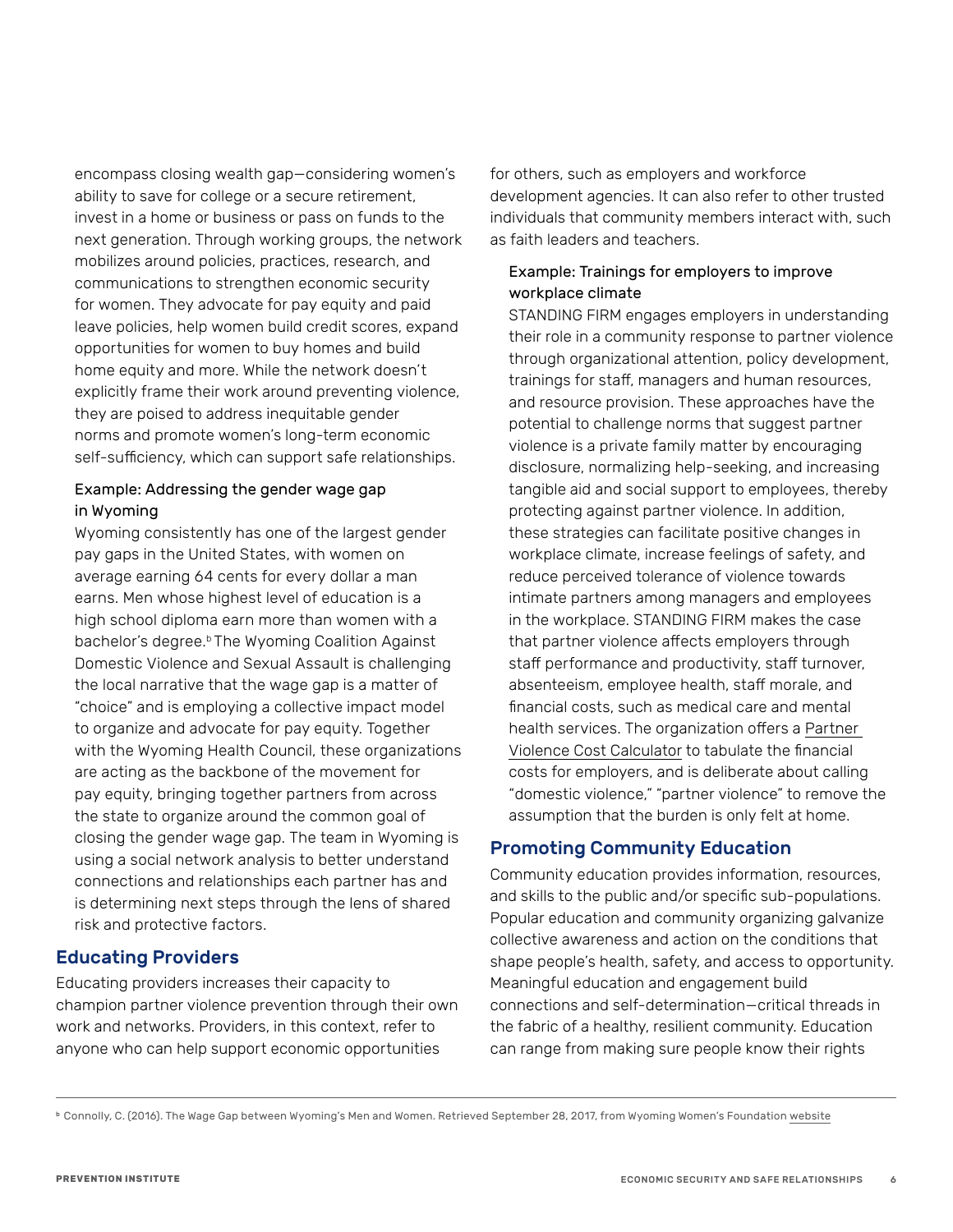encompass closing wealth gap—considering women's ability to save for college or a secure retirement, invest in a home or business or pass on funds to the next generation. Through working groups, the network mobilizes around policies, practices, research, and communications to strengthen economic security for women. They advocate for pay equity and paid leave policies, help women build credit scores, expand opportunities for women to buy homes and build home equity and more. While the network doesn't explicitly frame their work around preventing violence, they are poised to address inequitable gender norms and promote women's long-term economic self-sufficiency, which can support safe relationships.

#### Example: Addressing the gender wage gap in Wyoming

Wyoming consistently has one of the largest gender pay gaps in the United States, with women on average earning 64 cents for every dollar a man earns. Men whose highest level of education is a high school diploma earn more than women with a bachelor's degree.[b] The Wyoming Coalition Against Domestic Violence and Sexual Assault is challenging the local narrative that the wage gap is a matter of "choice" and is employing a collective impact model to organize and advocate for pay equity. Together with the Wyoming Health Council, these organizations are acting as the backbone of the movement for pay equity, bringing together partners from across the state to organize around the common goal of closing the gender wage gap. The team in Wyoming is using a social network analysis to better understand connections and relationships each partner has and is determining next steps through the lens of shared risk and protective factors.

### Educating Providers

Educating providers increases their capacity to champion partner violence prevention through their own work and networks. Providers, in this context, refer to anyone who can help support economic opportunities for others, such as employers and workforce development agencies. It can also refer to other trusted individuals that community members interact with, such as faith leaders and teachers.

#### Example: Trainings for employers to improve workplace climate

STANDING FIRM engages employers in understanding their role in a community response to partner violence through organizational attention, policy development, trainings for staff, managers and human resources, and resource provision. These approaches have the potential to challenge norms that suggest partner violence is a private family matter by encouraging disclosure, normalizing help-seeking, and increasing tangible aid and social support to employees, thereby protecting against partner violence. In addition, these strategies can facilitate positive changes in workplace climate, increase feelings of safety, and reduce perceived tolerance of violence towards intimate partners among managers and employees in the workplace. STANDING FIRM makes the case that partner violence affects employers through staff performance and productivity, staff turnover, absenteeism, employee health, staff morale, and financial costs, such as medical care and mental health services. The organization offers a Partner Violence Cost Calculator to tabulate the financial costs for employers, and is deliberate about calling "domestic violence," "partner violence" to remove the assumption that the burden is only felt at home.

### Promoting Community Education

Community education provides information, resources, and skills to the public and/or specific sub-populations. Popular education and community organizing galvanize collective awareness and action on the conditions that shape people's health, safety, and access to opportunity. Meaningful education and engagement build connections and self-determination—critical threads in the fabric of a healthy, resilient community. Education can range from making sure people know their rights

---

[b] Connolly, C. (2016). The Wage Gap between Wyoming's Men and Women. Retrieved September 28, 2017, from Wyoming Women's Foundation website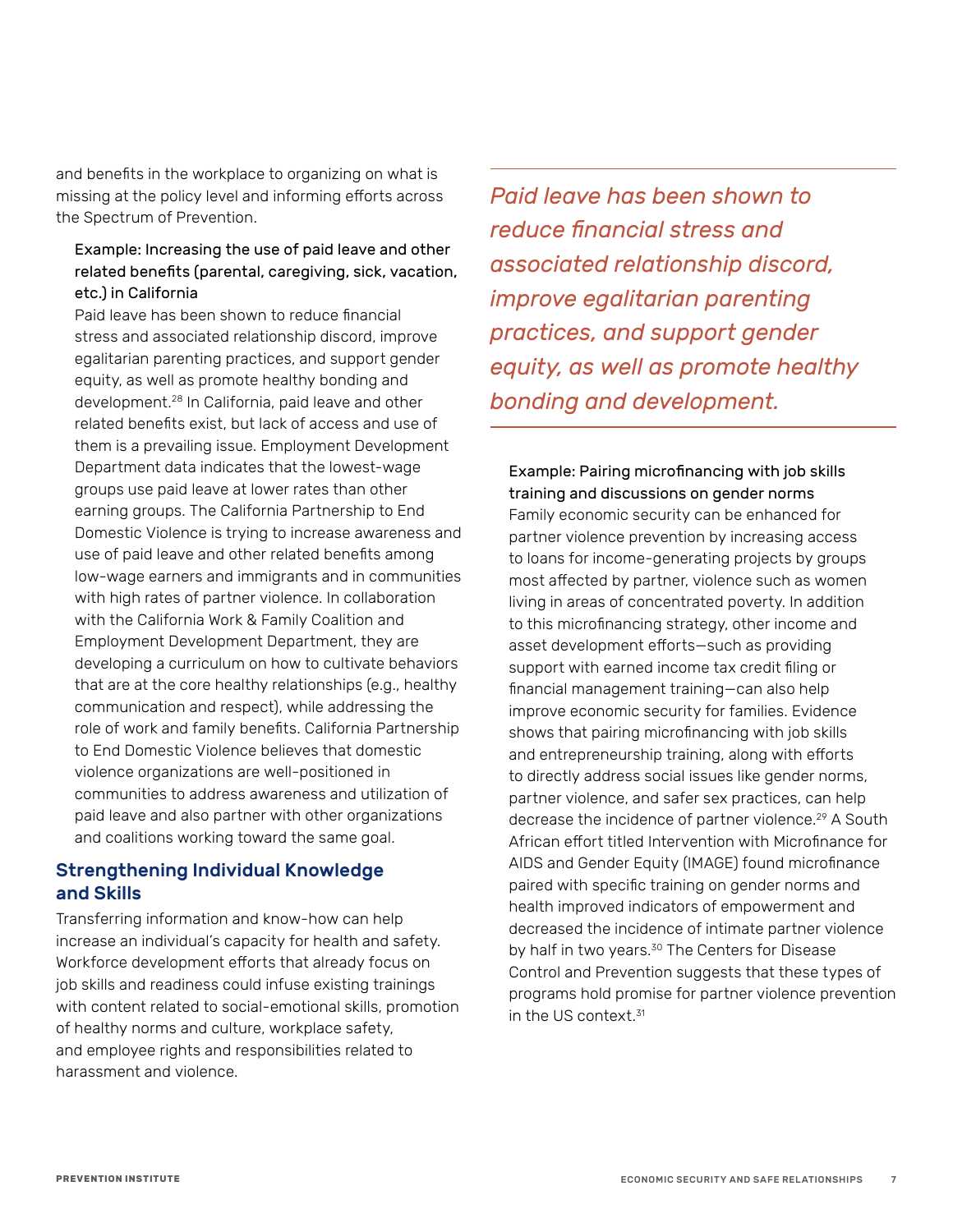and benefits in the workplace to organizing on what is missing at the policy level and informing efforts across the Spectrum of Prevention.

Example: Increasing the use of paid leave and other related benefits (parental, caregiving, sick, vacation, etc.) in California

Paid leave has been shown to reduce financial stress and associated relationship discord, improve egalitarian parenting practices, and support gender equity, as well as promote healthy bonding and development.[28] In California, paid leave and other related benefits exist, but lack of access and use of them is a prevailing issue. Employment Development Department data indicates that the lowest-wage groups use paid leave at lower rates than other earning groups. The California Partnership to End Domestic Violence is trying to increase awareness and use of paid leave and other related benefits among low-wage earners and immigrants and in communities with high rates of partner violence. In collaboration with the California Work & Family Coalition and Employment Development Department, they are developing a curriculum on how to cultivate behaviors that are at the core healthy relationships (e.g., healthy communication and respect), while addressing the role of work and family benefits. California Partnership to End Domestic Violence believes that domestic violence organizations are well-positioned in communities to address awareness and utilization of paid leave and also partner with other organizations and coalitions working toward the same goal.

## Strengthening Individual Knowledge and Skills

Transferring information and know-how can help increase an individual's capacity for health and safety. Workforce development efforts that already focus on job skills and readiness could infuse existing trainings with content related to social-emotional skills, promotion of healthy norms and culture, workplace safety, and employee rights and responsibilities related to harassment and violence.

*Paid leave has been shown to reduce financial stress and associated relationship discord, improve egalitarian parenting practices, and support gender equity, as well as promote healthy bonding and development.*

Example: Pairing microfinancing with job skills training and discussions on gender norms

Family economic security can be enhanced for partner violence prevention by increasing access to loans for income-generating projects by groups most affected by partner, violence such as women living in areas of concentrated poverty. In addition to this microfinancing strategy, other income and asset development efforts—such as providing support with earned income tax credit filing or financial management training—can also help improve economic security for families. Evidence shows that pairing microfinancing with job skills and entrepreneurship training, along with efforts to directly address social issues like gender norms, partner violence, and safer sex practices, can help decrease the incidence of partner violence.[29] A South African effort titled Intervention with Microfinance for AIDS and Gender Equity (IMAGE) found microfinance paired with specific training on gender norms and health improved indicators of empowerment and decreased the incidence of intimate partner violence by half in two years.[30] The Centers for Disease Control and Prevention suggests that these types of programs hold promise for partner violence prevention in the US context.[31]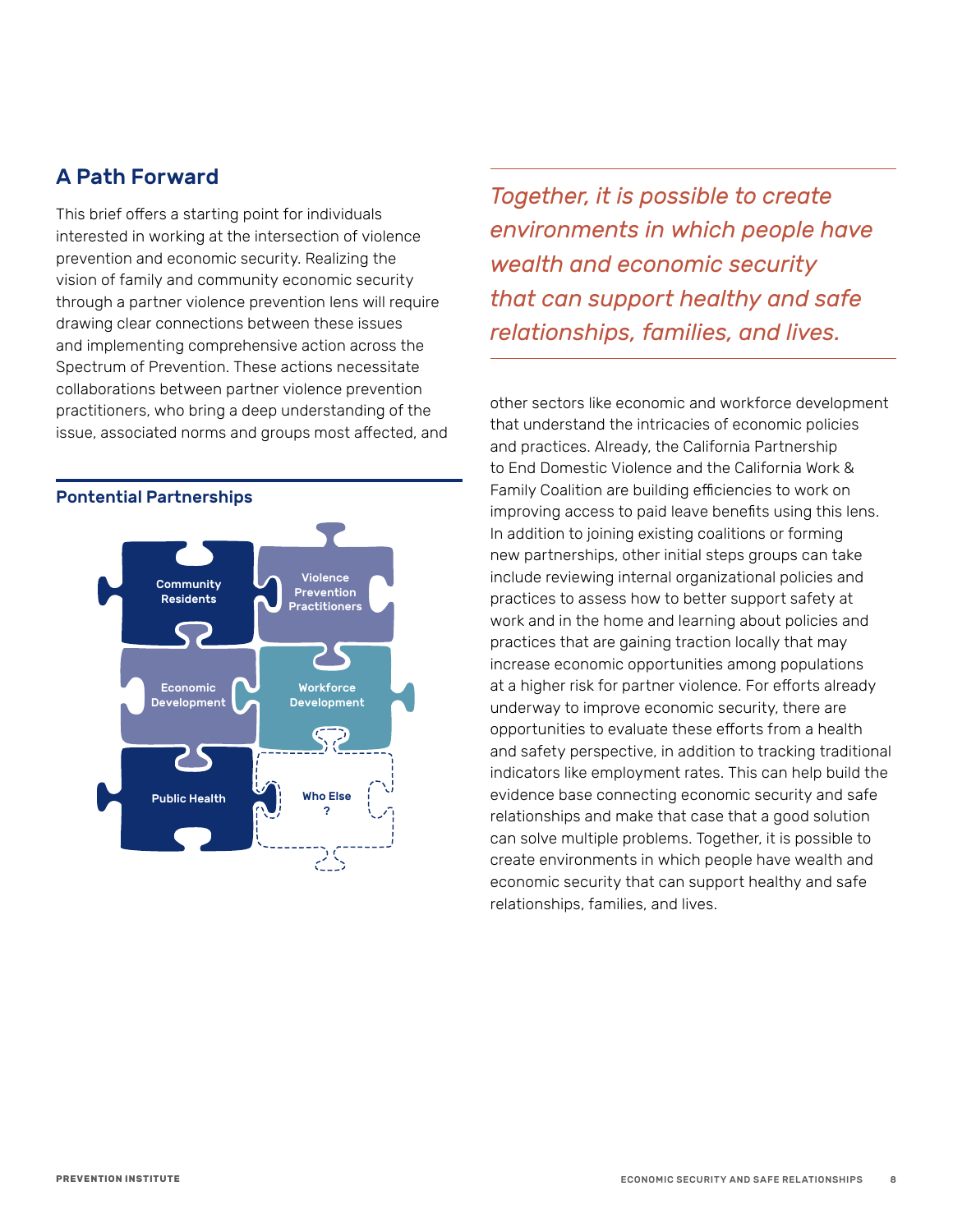## A Path Forward

This brief offers a starting point for individuals interested in working at the intersection of violence prevention and economic security. Realizing the vision of family and community economic security through a partner violence prevention lens will require drawing clear connections between these issues and implementing comprehensive action across the Spectrum of Prevention. These actions necessitate collaborations between partner violence prevention practitioners, who bring a deep understanding of the issue, associated norms and groups most affected, and other sectors like economic and workforce development that understand the intricacies of economic policies and practices. Already, the California Partnership to End Domestic Violence and the California Work & Family Coalition are building efficiencies to work on improving access to paid leave benefits using this lens. In addition to joining existing coalitions or forming new partnerships, other initial steps groups can take include reviewing internal organizational policies and practices to assess how to better support safety at work and in the home and learning about policies and practices that are gaining traction locally that may increase economic opportunities among populations at a higher risk for partner violence. For efforts already underway to improve economic security, there are opportunities to evaluate these efforts from a health and safety perspective, in addition to tracking traditional indicators like employment rates. This can help build the evidence base connecting economic security and safe relationships and make that case that a good solution can solve multiple problems. Together, it is possible to create environments in which people have wealth and economic security that can support healthy and safe relationships, families, and lives.

### Pontential Partnerships

- Community Residents
- Violence Prevention Practitioners
- Economic Development
- Workforce Development
- Public Health
- Who Else ?

*Together, it is possible to create environments in which people have wealth and economic security that can support healthy and safe relationships, families, and lives.*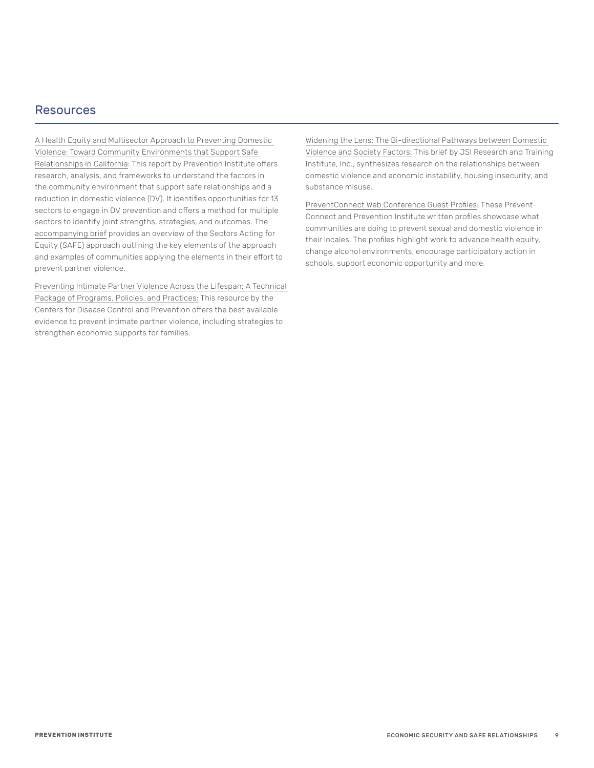## Resources

A Health Equity and Multisector Approach to Preventing Domestic Violence: Toward Community Environments that Support Safe Relationships in California: This report by Prevention Institute offers research, analysis, and frameworks to understand the factors in the community environment that support safe relationships and a reduction in domestic violence (DV). It identifies opportunities for 13 sectors to engage in DV prevention and offers a method for multiple sectors to identify joint strengths, strategies, and outcomes. The accompanying brief provides an overview of the Sectors Acting for Equity (SAFE) approach outlining the key elements of the approach and examples of communities applying the elements in their effort to prevent partner violence.

Preventing Intimate Partner Violence Across the Lifespan: A Technical Package of Programs, Policies, and Practices: This resource by the Centers for Disease Control and Prevention offers the best available evidence to prevent intimate partner violence, including strategies to strengthen economic supports for families.

Widening the Lens: The Bi-directional Pathways between Domestic Violence and Society Factors: This brief by JSI Research and Training Institute, Inc., synthesizes research on the relationships between domestic violence and economic instability, housing insecurity, and substance misuse.

PreventConnect Web Conference Guest Profiles: These PreventConnect and Prevention Institute written profiles showcase what communities are doing to prevent sexual and domestic violence in their locales. The profiles highlight work to advance health equity, change alcohol environments, encourage participatory action in schools, support economic opportunity and more.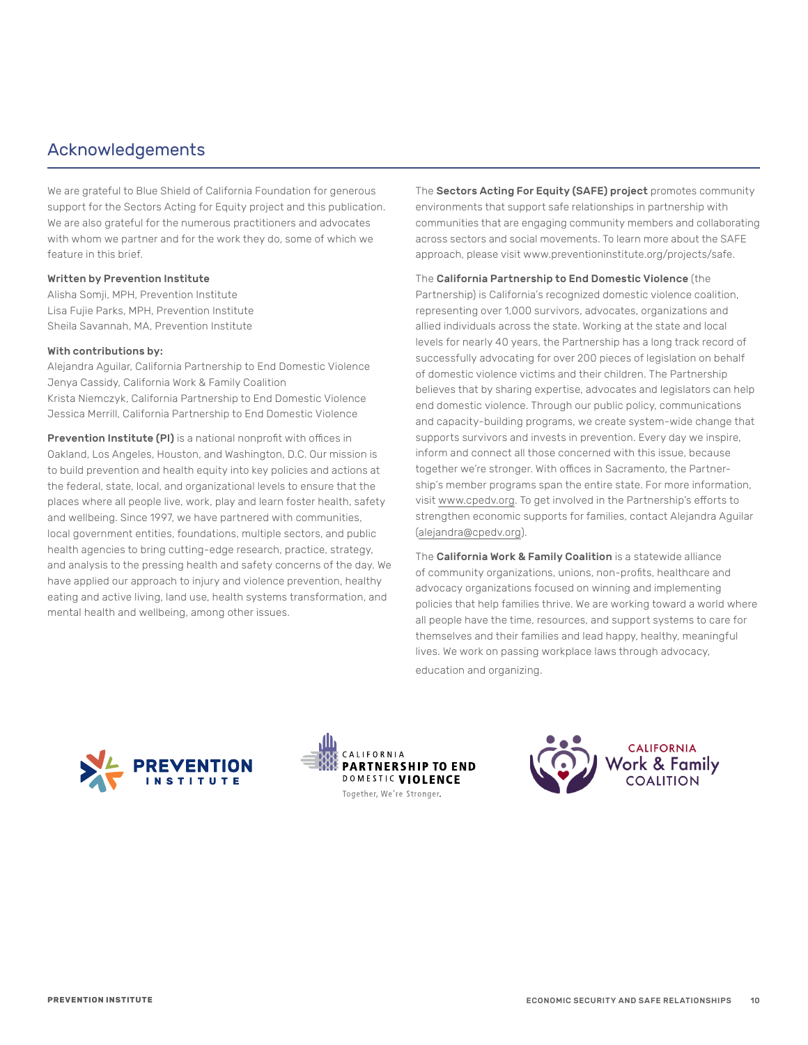## Acknowledgements

We are grateful to Blue Shield of California Foundation for generous support for the Sectors Acting for Equity project and this publication. We are also grateful for the numerous practitioners and advocates with whom we partner and for the work they do, some of which we feature in this brief.

**Written by Prevention Institute**
Alisha Somji, MPH, Prevention Institute
Lisa Fujie Parks, MPH, Prevention Institute
Sheila Savannah, MA, Prevention Institute

**With contributions by:**
Alejandra Aguilar, California Partnership to End Domestic Violence
Jenya Cassidy, California Work & Family Coalition
Krista Niemczyk, California Partnership to End Domestic Violence
Jessica Merrill, California Partnership to End Domestic Violence

**Prevention Institute (PI)** is a national nonprofit with offices in Oakland, Los Angeles, Houston, and Washington, D.C. Our mission is to build prevention and health equity into key policies and actions at the federal, state, local, and organizational levels to ensure that the places where all people live, work, play and learn foster health, safety and wellbeing. Since 1997, we have partnered with communities, local government entities, foundations, multiple sectors, and public health agencies to bring cutting-edge research, practice, strategy, and analysis to the pressing health and safety concerns of the day. We have applied our approach to injury and violence prevention, healthy eating and active living, land use, health systems transformation, and mental health and wellbeing, among other issues.

The **Sectors Acting For Equity (SAFE) project** promotes community environments that support safe relationships in partnership with communities that are engaging community members and collaborating across sectors and social movements. To learn more about the SAFE approach, please visit www.preventioninstitute.org/projects/safe.

The **California Partnership to End Domestic Violence** (the Partnership) is California's recognized domestic violence coalition, representing over 1,000 survivors, advocates, organizations and allied individuals across the state. Working at the state and local levels for nearly 40 years, the Partnership has a long track record of successfully advocating for over 200 pieces of legislation on behalf of domestic violence victims and their children. The Partnership believes that by sharing expertise, advocates and legislators can help end domestic violence. Through our public policy, communications and capacity-building programs, we create system-wide change that supports survivors and invests in prevention. Every day we inspire, inform and connect all those concerned with this issue, because together we're stronger. With offices in Sacramento, the Partnership's member programs span the entire state. For more information, visit www.cpedv.org. To get involved in the Partnership's efforts to strengthen economic supports for families, contact Alejandra Aguilar (alejandra@cpedv.org).

The **California Work & Family Coalition** is a statewide alliance of community organizations, unions, non-profits, healthcare and advocacy organizations focused on winning and implementing policies that help families thrive. We are working toward a world where all people have the time, resources, and support systems to care for themselves and their families and lead happy, healthy, meaningful lives. We work on passing workplace laws through advocacy, education and organizing.

PREVENTION INSTITUTE

CALIFORNIA PARTNERSHIP TO END DOMESTIC VIOLENCE
Together, We're Stronger.

CALIFORNIA Work & Family COALITION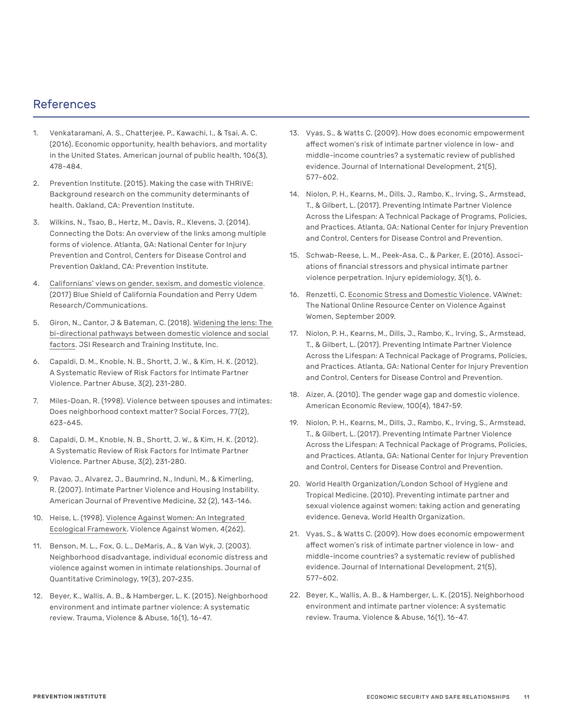## References

1. Venkataramani, A. S., Chatterjee, P., Kawachi, I., & Tsai, A. C. (2016). Economic opportunity, health behaviors, and mortality in the United States. American journal of public health, 106(3), 478-484.
2. Prevention Institute. (2015). Making the case with THRIVE: Background research on the community determinants of health. Oakland, CA: Prevention Institute.
3. Wilkins, N., Tsao, B., Hertz, M., Davis, R., Klevens, J. (2014). Connecting the Dots: An overview of the links among multiple forms of violence. Atlanta, GA: National Center for Injury Prevention and Control, Centers for Disease Control and Prevention Oakland, CA: Prevention Institute.
4. Californians' views on gender, sexism, and domestic violence. (2017) Blue Shield of California Foundation and Perry Udem Research/Communications.
5. Giron, N., Cantor, J & Bateman, C. (2018). Widening the lens: The bi-directional pathways between domestic violence and social factors. JSI Research and Training Institute, Inc.
6. Capaldi, D. M., Knoble, N. B., Shortt, J. W., & Kim, H. K. (2012). A Systematic Review of Risk Factors for Intimate Partner Violence. Partner Abuse, 3(2), 231-280.
7. Miles-Doan, R. (1998). Violence between spouses and intimates: Does neighborhood context matter? Social Forces, 77(2), 623-645.
8. Capaldi, D. M., Knoble, N. B., Shortt, J. W., & Kim, H. K. (2012). A Systematic Review of Risk Factors for Intimate Partner Violence. Partner Abuse, 3(2), 231-280.
9. Pavao, J., Alvarez, J., Baumrind, N., Induni, M., & Kimerling, R. (2007). Intimate Partner Violence and Housing Instability. American Journal of Preventive Medicine, 32 (2), 143-146.
10. Heise, L. (1998). Violence Against Women: An Integrated Ecological Framework. Violence Against Women, 4(262).
11. Benson, M. L., Fox, G. L., DeMaris, A., & Van Wyk, J. (2003). Neighborhood disadvantage, individual economic distress and violence against women in intimate relationships. Journal of Quantitative Criminology, 19(3), 207-235.
12. Beyer, K., Wallis, A. B., & Hamberger, L. K. (2015). Neighborhood environment and intimate partner violence: A systematic review. Trauma, Violence & Abuse, 16(1), 16-47.
13. Vyas, S., & Watts C. (2009). How does economic empowerment affect women's risk of intimate partner violence in low- and middle-income countries? a systematic review of published evidence. Journal of International Development, 21(5), 577–602.
14. Niolon, P. H., Kearns, M., Dills, J., Rambo, K., Irving, S., Armstead, T., & Gilbert, L. (2017). Preventing Intimate Partner Violence Across the Lifespan: A Technical Package of Programs, Policies, and Practices. Atlanta, GA: National Center for Injury Prevention and Control, Centers for Disease Control and Prevention.
15. Schwab-Reese, L. M., Peek-Asa, C., & Parker, E. (2016). Associations of financial stressors and physical intimate partner violence perpetration. Injury epidemiology, 3(1), 6.
16. Renzetti, C. Economic Stress and Domestic Violence. VAWnet: The National Online Resource Center on Violence Against Women, September 2009.
17. Niolon, P. H., Kearns, M., Dills, J., Rambo, K., Irving, S., Armstead, T., & Gilbert, L. (2017). Preventing Intimate Partner Violence Across the Lifespan: A Technical Package of Programs, Policies, and Practices. Atlanta, GA: National Center for Injury Prevention and Control, Centers for Disease Control and Prevention.
18. Aizer, A. (2010). The gender wage gap and domestic violence. American Economic Review, 100(4), 1847-59.
19. Niolon, P. H., Kearns, M., Dills, J., Rambo, K., Irving, S., Armstead, T., & Gilbert, L. (2017). Preventing Intimate Partner Violence Across the Lifespan: A Technical Package of Programs, Policies, and Practices. Atlanta, GA: National Center for Injury Prevention and Control, Centers for Disease Control and Prevention.
20. World Health Organization/London School of Hygiene and Tropical Medicine. (2010). Preventing intimate partner and sexual violence against women: taking action and generating evidence. Geneva, World Health Organization.
21. Vyas, S., & Watts C. (2009). How does economic empowerment affect women's risk of intimate partner violence in low- and middle-income countries? a systematic review of published evidence. Journal of International Development, 21(5), 577–602.
22. Beyer, K., Wallis, A. B., & Hamberger, L. K. (2015). Neighborhood environment and intimate partner violence: A systematic review. Trauma, Violence & Abuse, 16(1), 16-47.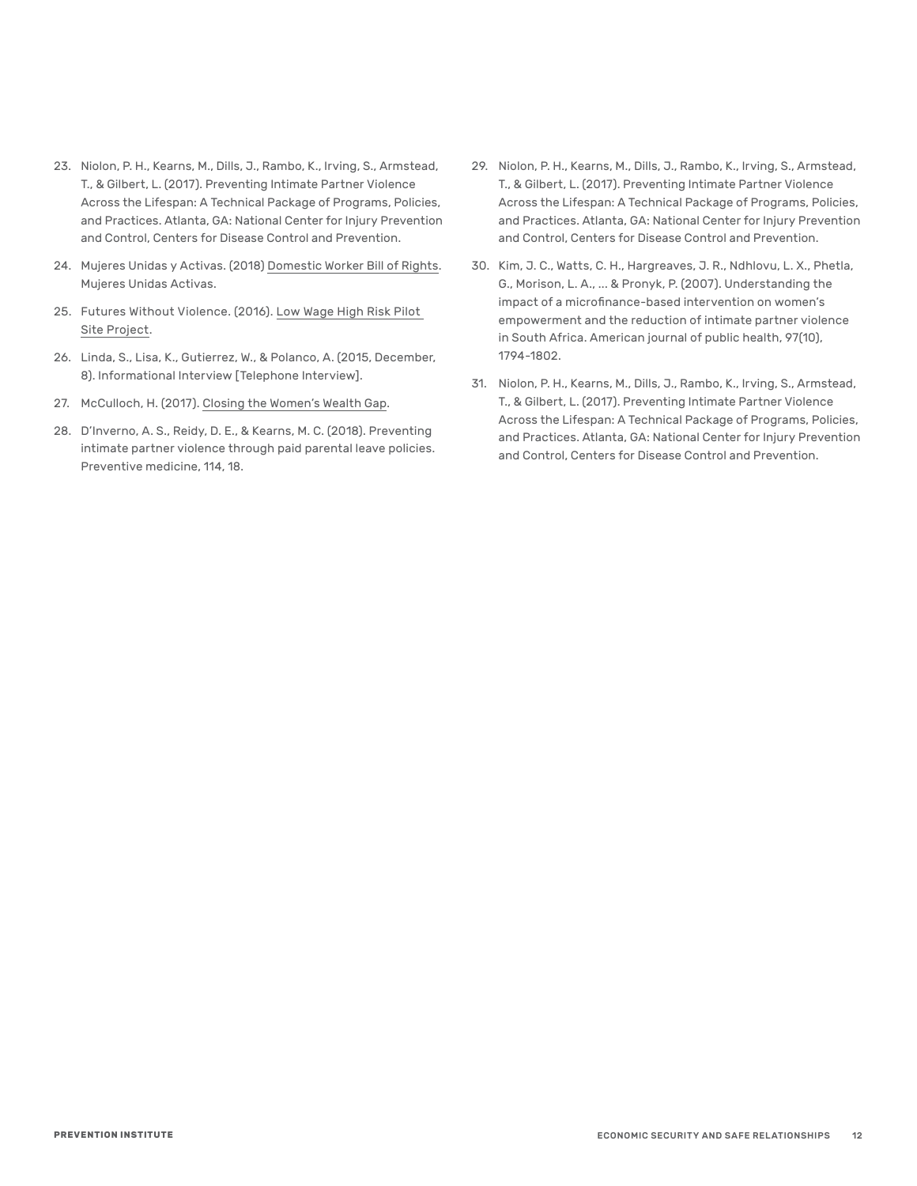23. Niolon, P. H., Kearns, M., Dills, J., Rambo, K., Irving, S., Armstead, T., & Gilbert, L. (2017). Preventing Intimate Partner Violence Across the Lifespan: A Technical Package of Programs, Policies, and Practices. Atlanta, GA: National Center for Injury Prevention and Control, Centers for Disease Control and Prevention.

24. Mujeres Unidas y Activas. (2018) Domestic Worker Bill of Rights. Mujeres Unidas Activas.

25. Futures Without Violence. (2016). Low Wage High Risk Pilot Site Project.

26. Linda, S., Lisa, K., Gutierrez, W., & Polanco, A. (2015, December, 8). Informational Interview [Telephone Interview].

27. McCulloch, H. (2017). Closing the Women's Wealth Gap.

28. D'Inverno, A. S., Reidy, D. E., & Kearns, M. C. (2018). Preventing intimate partner violence through paid parental leave policies. Preventive medicine, 114, 18.

29. Niolon, P. H., Kearns, M., Dills, J., Rambo, K., Irving, S., Armstead, T., & Gilbert, L. (2017). Preventing Intimate Partner Violence Across the Lifespan: A Technical Package of Programs, Policies, and Practices. Atlanta, GA: National Center for Injury Prevention and Control, Centers for Disease Control and Prevention.

30. Kim, J. C., Watts, C. H., Hargreaves, J. R., Ndhlovu, L. X., Phetla, G., Morison, L. A., ... & Pronyk, P. (2007). Understanding the impact of a microfinance-based intervention on women's empowerment and the reduction of intimate partner violence in South Africa. American journal of public health, 97(10), 1794-1802.

31. Niolon, P. H., Kearns, M., Dills, J., Rambo, K., Irving, S., Armstead, T., & Gilbert, L. (2017). Preventing Intimate Partner Violence Across the Lifespan: A Technical Package of Programs, Policies, and Practices. Atlanta, GA: National Center for Injury Prevention and Control, Centers for Disease Control and Prevention.